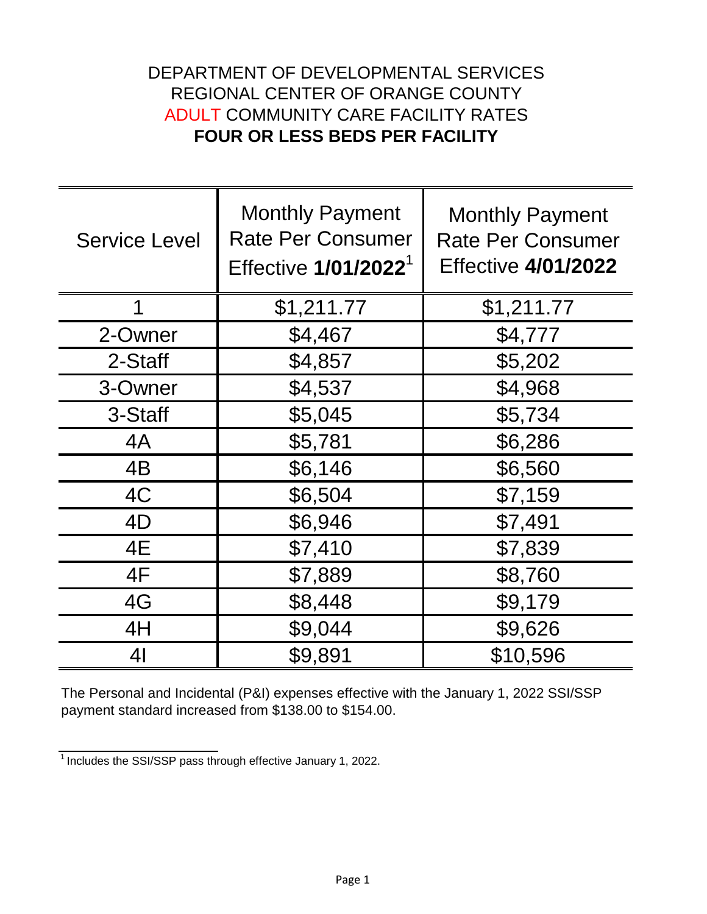# DEPARTMENT OF DEVELOPMENTAL SERVICES
# REGIONAL CENTER OF ORANGE COUNTY
# ADULT COMMUNITY CARE FACILITY RATES
# **FOUR OR LESS BEDS PER FACILITY**

| Service Level | Monthly Payment Rate Per Consumer Effective **1/01/2022**[1] | Monthly Payment Rate Per Consumer Effective **4/01/2022** |
|---|---|---|
| 1 | $1,211.77 | $1,211.77 |
| 2-Owner | $4,467 | $4,777 |
| 2-Staff | $4,857 | $5,202 |
| 3-Owner | $4,537 | $4,968 |
| 3-Staff | $5,045 | $5,734 |
| 4A | $5,781 | $6,286 |
| 4B | $6,146 | $6,560 |
| 4C | $6,504 | $7,159 |
| 4D | $6,946 | $7,491 |
| 4E | $7,410 | $7,839 |
| 4F | $7,889 | $8,760 |
| 4G | $8,448 | $9,179 |
| 4H | $9,044 | $9,626 |
| 4I | $9,891 | $10,596 |

The Personal and Incidental (P&I) expenses effective with the January 1, 2022 SSI/SSP payment standard increased from $138.00 to $154.00.

[1] Includes the SSI/SSP pass through effective January 1, 2022.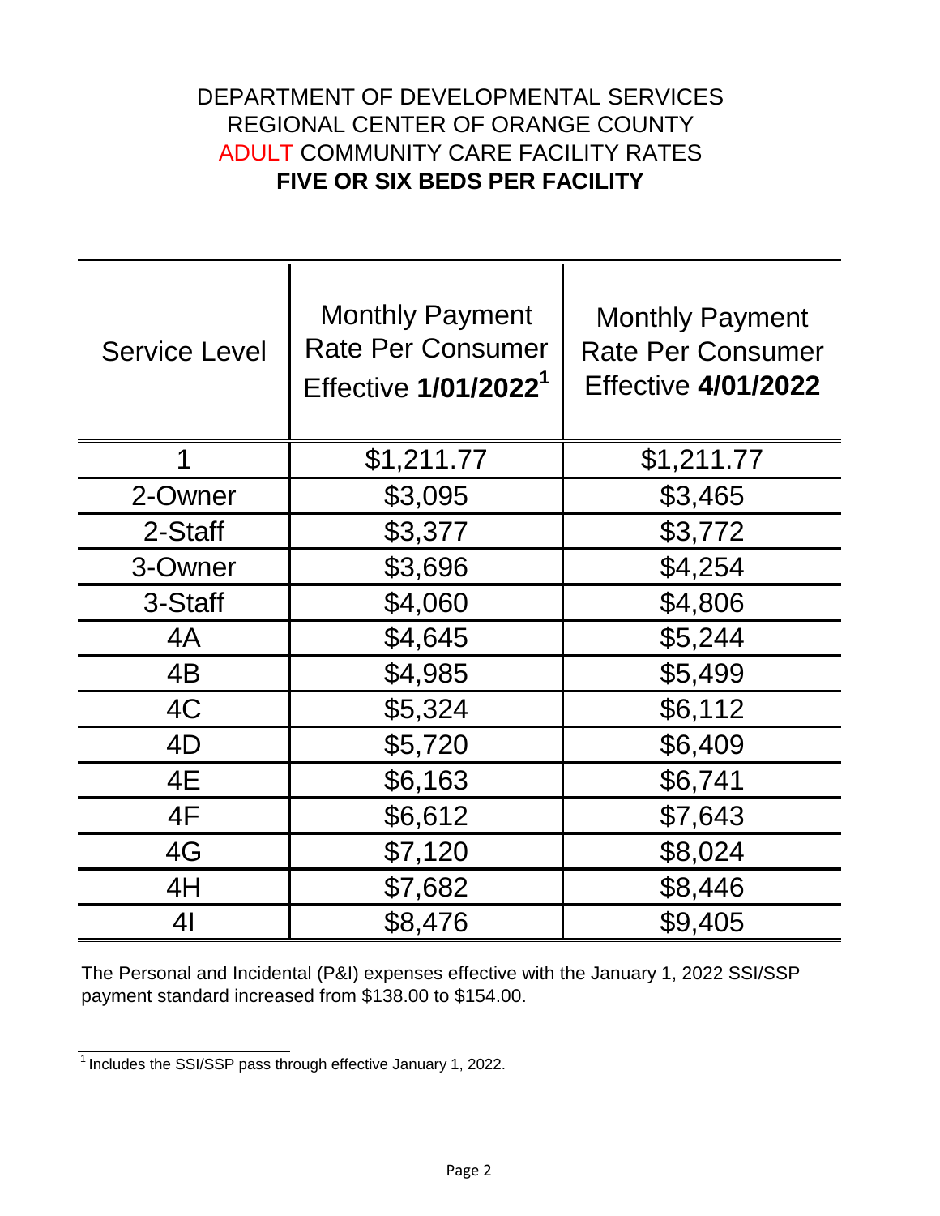# DEPARTMENT OF DEVELOPMENTAL SERVICES
# REGIONAL CENTER OF ORANGE COUNTY
# ADULT COMMUNITY CARE FACILITY RATES
# **FIVE OR SIX BEDS PER FACILITY**

| Service Level | Monthly Payment Rate Per Consumer Effective **1/01/2022**[1] | Monthly Payment Rate Per Consumer Effective **4/01/2022** |
|---|---|---|
| 1 | $1,211.77 | $1,211.77 |
| 2-Owner | $3,095 | $3,465 |
| 2-Staff | $3,377 | $3,772 |
| 3-Owner | $3,696 | $4,254 |
| 3-Staff | $4,060 | $4,806 |
| 4A | $4,645 | $5,244 |
| 4B | $4,985 | $5,499 |
| 4C | $5,324 | $6,112 |
| 4D | $5,720 | $6,409 |
| 4E | $6,163 | $6,741 |
| 4F | $6,612 | $7,643 |
| 4G | $7,120 | $8,024 |
| 4H | $7,682 | $8,446 |
| 4I | $8,476 | $9,405 |

The Personal and Incidental (P&I) expenses effective with the January 1, 2022 SSI/SSP payment standard increased from $138.00 to $154.00.

---

[1] Includes the SSI/SSP pass through effective January 1, 2022.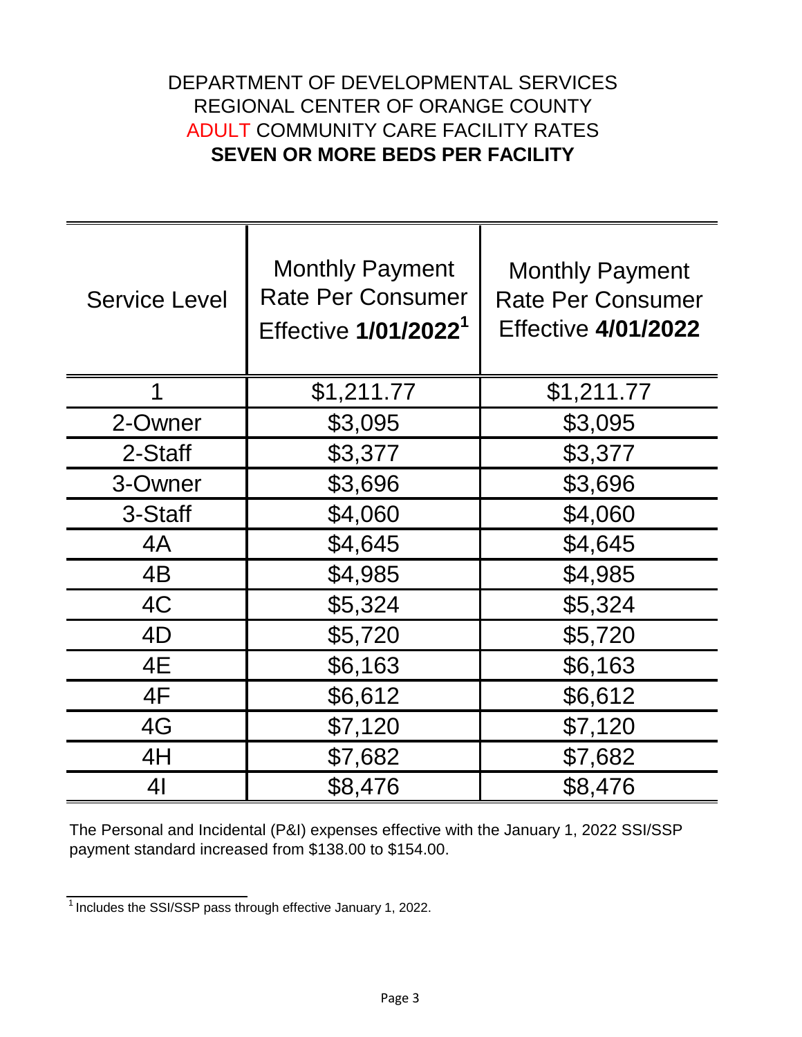# DEPARTMENT OF DEVELOPMENTAL SERVICES
# REGIONAL CENTER OF ORANGE COUNTY
# ADULT COMMUNITY CARE FACILITY RATES
# **SEVEN OR MORE BEDS PER FACILITY**

| Service Level | Monthly Payment Rate Per Consumer Effective **1/01/2022**[1] | Monthly Payment Rate Per Consumer Effective **4/01/2022** |
|---|---|---|
| 1 | $1,211.77 | $1,211.77 |
| 2-Owner | $3,095 | $3,095 |
| 2-Staff | $3,377 | $3,377 |
| 3-Owner | $3,696 | $3,696 |
| 3-Staff | $4,060 | $4,060 |
| 4A | $4,645 | $4,645 |
| 4B | $4,985 | $4,985 |
| 4C | $5,324 | $5,324 |
| 4D | $5,720 | $5,720 |
| 4E | $6,163 | $6,163 |
| 4F | $6,612 | $6,612 |
| 4G | $7,120 | $7,120 |
| 4H | $7,682 | $7,682 |
| 4I | $8,476 | $8,476 |

The Personal and Incidental (P&I) expenses effective with the January 1, 2022 SSI/SSP payment standard increased from $138.00 to $154.00.

[1] Includes the SSI/SSP pass through effective January 1, 2022.